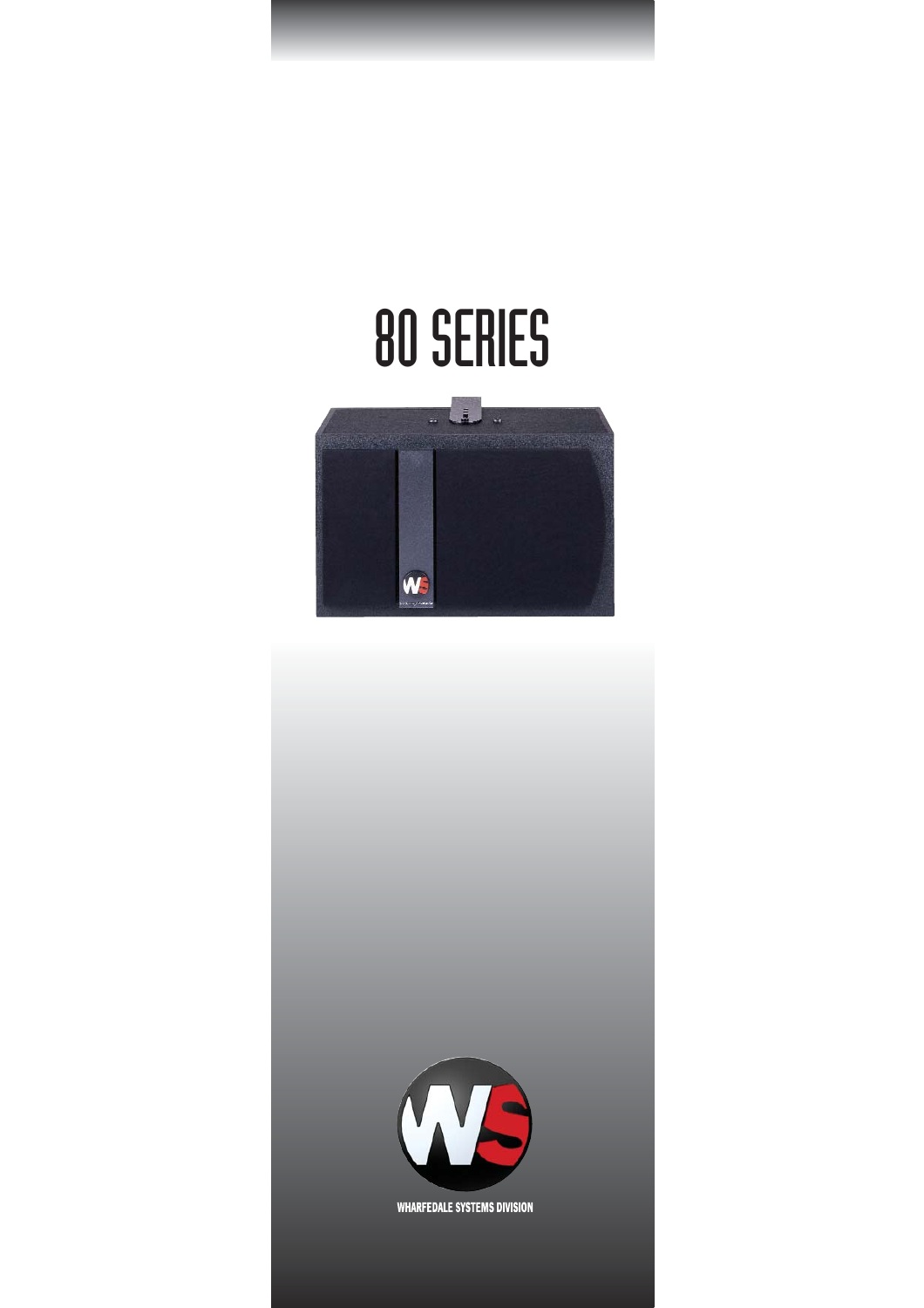# 80 SERIES

WHARFEDALE SYSTEMS DIVISION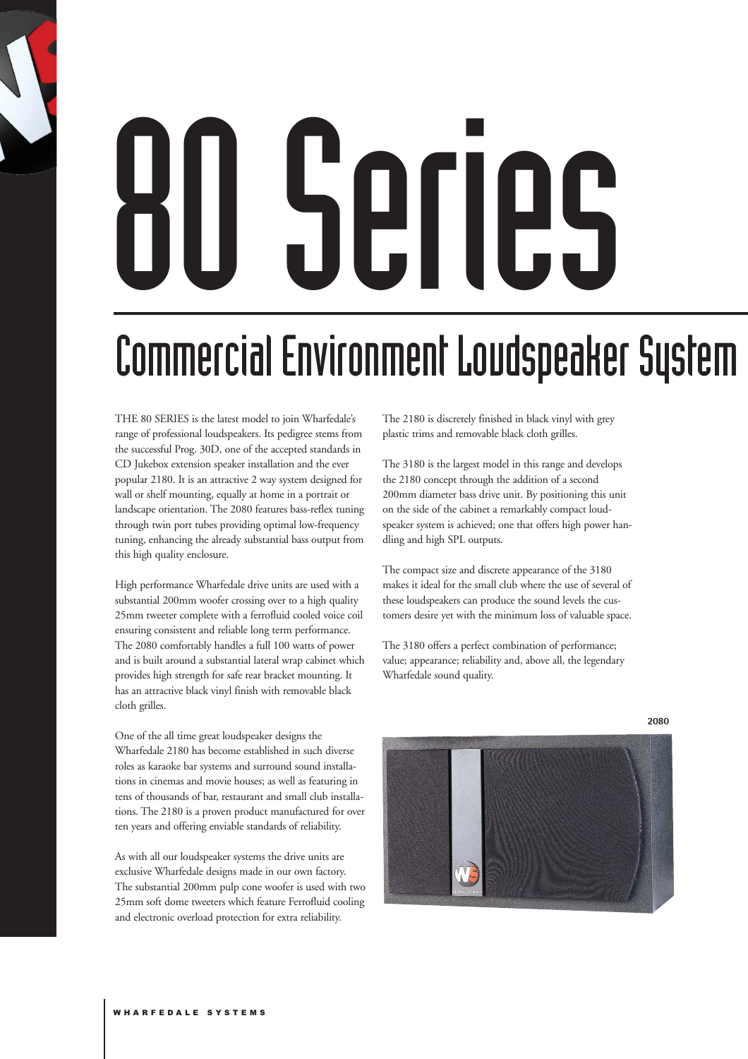# 80 Series

## Commercial Environment Loudspeaker System

THE 80 SERIES is the latest model to join Wharfedale's range of professional loudspeakers. Its pedigree stems from the successful Prog. 30D, one of the accepted standards in CD Jukebox extension speaker installation and the ever popular 2180. It is an attractive 2 way system designed for wall or shelf mounting, equally at home in a portrait or landscape orientation. The 2080 features bass-reflex tuning through twin port tubes providing optimal low-frequency tuning, enhancing the already substantial bass output from this high quality enclosure.

High performance Wharfedale drive units are used with a substantial 200mm woofer crossing over to a high quality 25mm tweeter complete with a ferrofluid cooled voice coil ensuring consistent and reliable long term performance. The 2080 comfortably handles a full 100 watts of power and is built around a substantial lateral wrap cabinet which provides high strength for safe rear bracket mounting. It has an attractive black vinyl finish with removable black cloth grilles.

One of the all time great loudspeaker designs the Wharfedale 2180 has become established in such diverse roles as karaoke bar systems and surround sound installations in cinemas and movie houses; as well as featuring in tens of thousands of bar, restaurant and small club installations. The 2180 is a proven product manufactured for over ten years and offering enviable standards of reliability.

As with all our loudspeaker systems the drive units are exclusive Wharfedale designs made in our own factory. The substantial 200mm pulp cone woofer is used with two 25mm soft dome tweeters which feature Ferrofluid cooling and electronic overload protection for extra reliability.

The 2180 is discretely finished in black vinyl with grey plastic trims and removable black cloth grilles.

The 3180 is the largest model in this range and develops the 2180 concept through the addition of a second 200mm diameter bass drive unit. By positioning this unit on the side of the cabinet a remarkably compact loudspeaker system is achieved; one that offers high power handling and high SPL outputs.

The compact size and discrete appearance of the 3180 makes it ideal for the small club where the use of several of these loudspeakers can produce the sound levels the customers desire yet with the minimum loss of valuable space.

The 3180 offers a perfect combination of performance; value; appearance; reliability and, above all, the legendary Wharfedale sound quality.

2080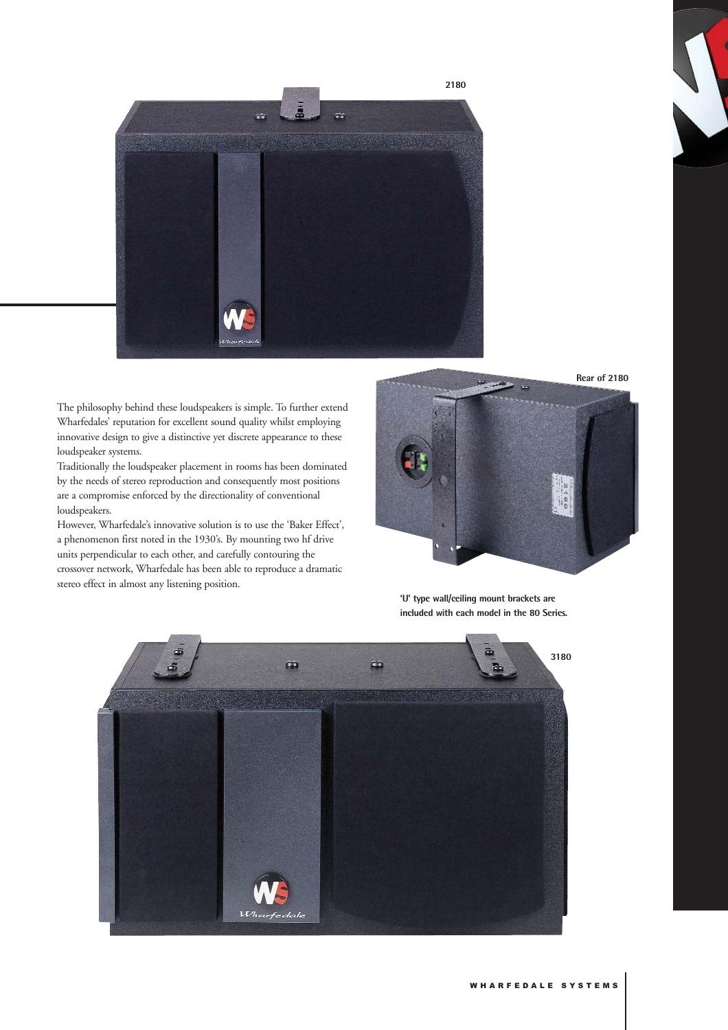2180

The philosophy behind these loudspeakers is simple. To further extend Wharfedales' reputation for excellent sound quality whilst employing innovative design to give a distinctive yet discrete appearance to these loudspeaker systems.

Traditionally the loudspeaker placement in rooms has been dominated by the needs of stereo reproduction and consequently most positions are a compromise enforced by the directionality of conventional loudspeakers.

However, Wharfedale's innovative solution is to use the 'Baker Effect', a phenomenon first noted in the 1930's. By mounting two hf drive units perpendicular to each other, and carefully contouring the crossover network, Wharfedale has been able to reproduce a dramatic stereo effect in almost any listening position.

Rear of 2180

**'U' type wall/ceiling mount brackets are included with each model in the 80 Series.**

3180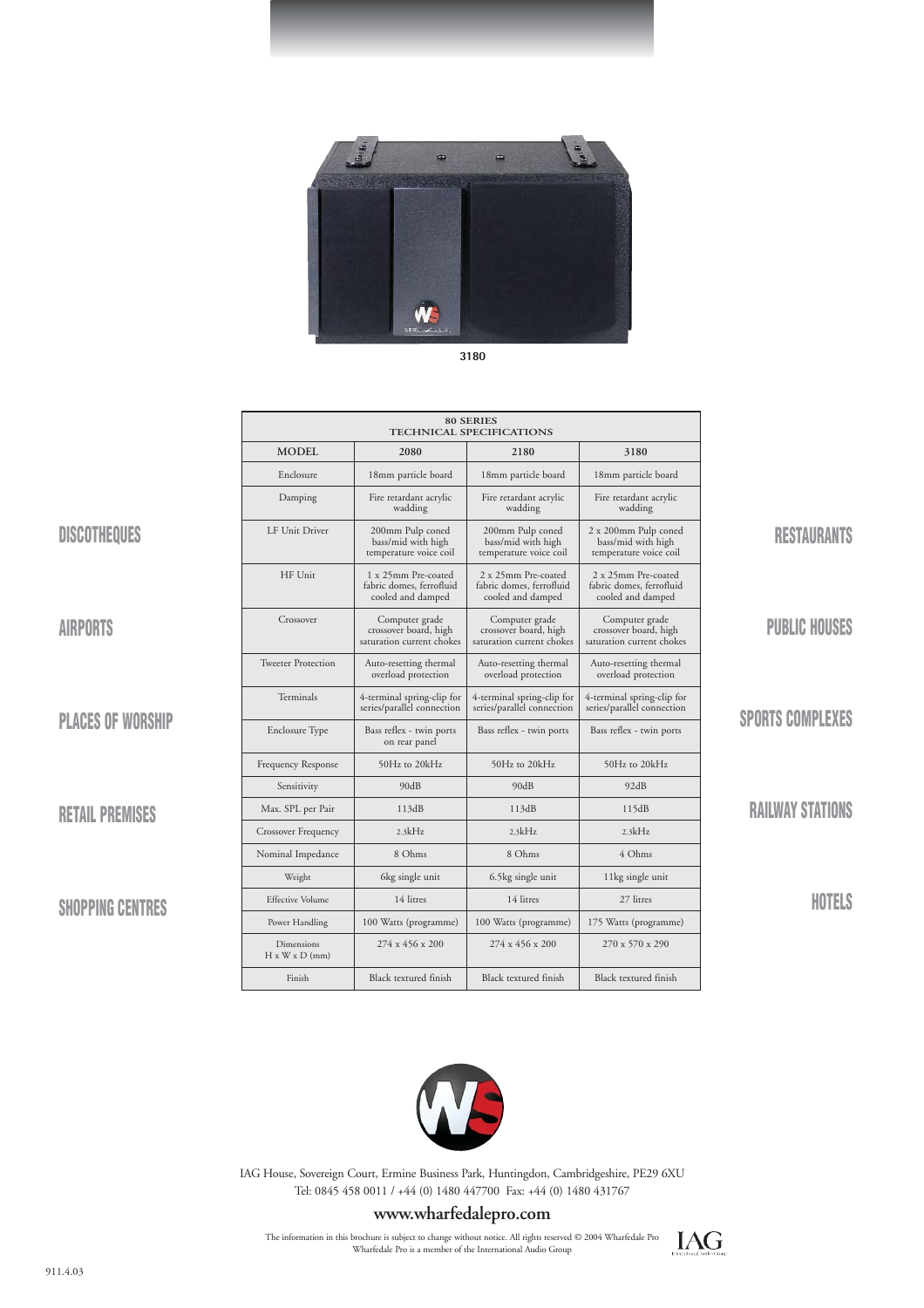3180

| 80 SERIES TECHNICAL SPECIFICATIONS | | | |
|---|---|---|---|
| MODEL | 2080 | 2180 | 3180 |
| Enclosure | 18mm particle board | 18mm particle board | 18mm particle board |
| Damping | Fire retardant acrylic wadding | Fire retardant acrylic wadding | Fire retardant acrylic wadding |
| LF Unit Driver | 200mm Pulp coned bass/mid with high temperature voice coil | 200mm Pulp coned bass/mid with high temperature voice coil | 2 x 200mm Pulp coned bass/mid with high temperature voice coil |
| HF Unit | 1 x 25mm Pre-coated fabric domes, ferrofluid cooled and damped | 2 x 25mm Pre-coated fabric domes, ferrofluid cooled and damped | 2 x 25mm Pre-coated fabric domes, ferrofluid cooled and damped |
| Crossover | Computer grade crossover board, high saturation current chokes | Computer grade crossover board, high saturation current chokes | Computer grade crossover board, high saturation current chokes |
| Tweeter Protection | Auto-resetting thermal overload protection | Auto-resetting thermal overload protection | Auto-resetting thermal overload protection |
| Terminals | 4-terminal spring-clip for series/parallel connection | 4-terminal spring-clip for series/parallel connection | 4-terminal spring-clip for series/parallel connection |
| Enclosure Type | Bass reflex - twin ports on rear panel | Bass reflex - twin ports | Bass reflex - twin ports |
| Frequency Response | 50Hz to 20kHz | 50Hz to 20kHz | 50Hz to 20kHz |
| Sensitivity | 90dB | 90dB | 92dB |
| Max. SPL per Pair | 113dB | 113dB | 115dB |
| Crossover Frequency | 2.3kHz | 2.3kHz | 2.3kHz |
| Nominal Impedance | 8 Ohms | 8 Ohms | 4 Ohms |
| Weight | 6kg single unit | 6.5kg single unit | 11kg single unit |
| Effective Volume | 14 litres | 14 litres | 27 litres |
| Power Handling | 100 Watts (programme) | 100 Watts (programme) | 175 Watts (programme) |
| Dimensions H x W x D (mm) | 274 x 456 x 200 | 274 x 456 x 200 | 270 x 570 x 290 |
| Finish | Black textured finish | Black textured finish | Black textured finish |

DISCOTHEQUES

AIRPORTS

PLACES OF WORSHIP

RETAIL PREMISES

SHOPPING CENTRES

RESTAURANTS

PUBLIC HOUSES

SPORTS COMPLEXES

RAILWAY STATIONS

HOTELS

IAG House, Sovereign Court, Ermine Business Park, Huntingdon, Cambridgeshire, PE29 6XU
Tel: 0845 458 0011 / +44 (0) 1480 447700 Fax: +44 (0) 1480 431767

**www.wharfedalepro.com**

The information in this brochure is subject to change without notice. All rights reserved © 2004 Wharfedale Pro
Wharfedale Pro is a member of the International Audio Group

911.4.03